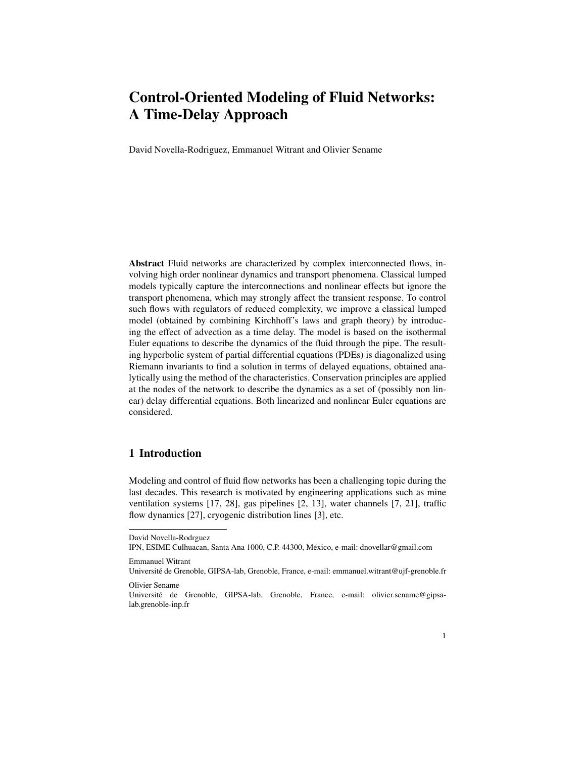# Control-Oriented Modeling of Fluid Networks: A Time-Delay Approach

David Novella-Rodriguez, Emmanuel Witrant and Olivier Sename

**Abstract** Fluid networks are characterized by complex interconnected flows, involving high order nonlinear dynamics and transport phenomena. Classical lumped models typically capture the interconnections and nonlinear effects but ignore the transport phenomena, which may strongly affect the transient response. To control such flows with regulators of reduced complexity, we improve a classical lumped model (obtained by combining Kirchhoff's laws and graph theory) by introducing the effect of advection as a time delay. The model is based on the isothermal Euler equations to describe the dynamics of the fluid through the pipe. The resulting hyperbolic system of partial differential equations (PDEs) is diagonalized using Riemann invariants to find a solution in terms of delayed equations, obtained analytically using the method of the characteristics. Conservation principles are applied at the nodes of the network to describe the dynamics as a set of (possibly non linear) delay differential equations. Both linearized and nonlinear Euler equations are considered.

## 1 Introduction

Modeling and control of fluid flow networks has been a challenging topic during the last decades. This research is motivated by engineering applications such as mine ventilation systems [17, 28], gas pipelines [2, 13], water channels [7, 21], traffic flow dynamics [27], cryogenic distribution lines [3], etc.

---

David Novella-Rodrguez
IPN, ESIME Culhuacan, Santa Ana 1000, C.P. 44300, México, e-mail: dnovellar@gmail.com

Emmanuel Witrant
Université de Grenoble, GIPSA-lab, Grenoble, France, e-mail: emmanuel.witrant@ujf-grenoble.fr

Olivier Sename
Université de Grenoble, GIPSA-lab, Grenoble, France, e-mail: olivier.sename@gipsa-lab.grenoble-inp.fr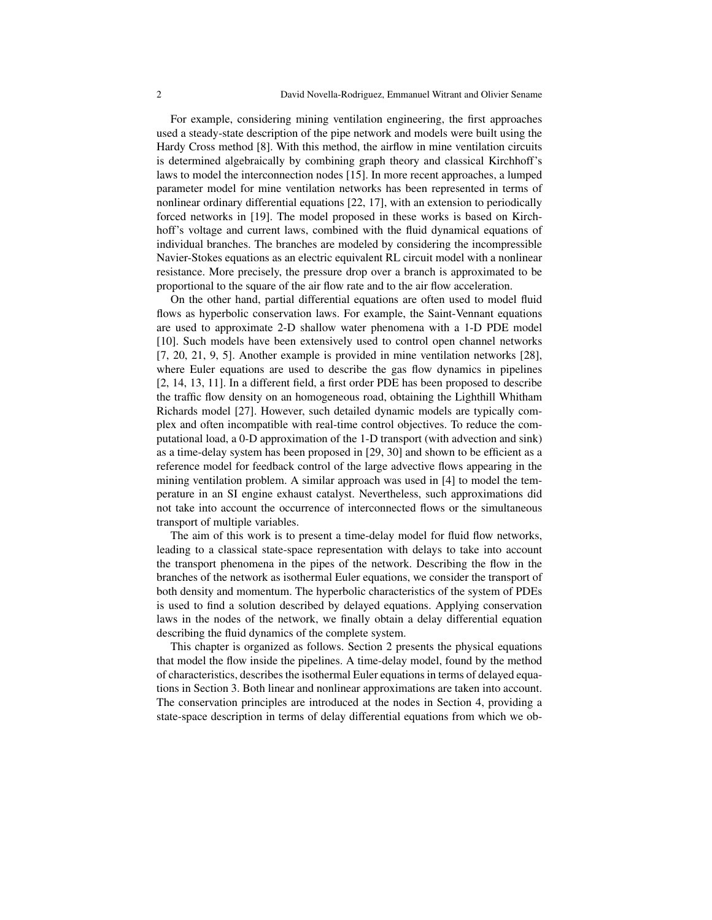For example, considering mining ventilation engineering, the first approaches used a steady-state description of the pipe network and models were built using the Hardy Cross method [8]. With this method, the airflow in mine ventilation circuits is determined algebraically by combining graph theory and classical Kirchhoff's laws to model the interconnection nodes [15]. In more recent approaches, a lumped parameter model for mine ventilation networks has been represented in terms of nonlinear ordinary differential equations [22, 17], with an extension to periodically forced networks in [19]. The model proposed in these works is based on Kirchhoff's voltage and current laws, combined with the fluid dynamical equations of individual branches. The branches are modeled by considering the incompressible Navier-Stokes equations as an electric equivalent RL circuit model with a nonlinear resistance. More precisely, the pressure drop over a branch is approximated to be proportional to the square of the air flow rate and to the air flow acceleration.

On the other hand, partial differential equations are often used to model fluid flows as hyperbolic conservation laws. For example, the Saint-Vennant equations are used to approximate 2-D shallow water phenomena with a 1-D PDE model [10]. Such models have been extensively used to control open channel networks [7, 20, 21, 9, 5]. Another example is provided in mine ventilation networks [28], where Euler equations are used to describe the gas flow dynamics in pipelines [2, 14, 13, 11]. In a different field, a first order PDE has been proposed to describe the traffic flow density on an homogeneous road, obtaining the Lighthill Whitham Richards model [27]. However, such detailed dynamic models are typically complex and often incompatible with real-time control objectives. To reduce the computational load, a 0-D approximation of the 1-D transport (with advection and sink) as a time-delay system has been proposed in [29, 30] and shown to be efficient as a reference model for feedback control of the large advective flows appearing in the mining ventilation problem. A similar approach was used in [4] to model the temperature in an SI engine exhaust catalyst. Nevertheless, such approximations did not take into account the occurrence of interconnected flows or the simultaneous transport of multiple variables.

The aim of this work is to present a time-delay model for fluid flow networks, leading to a classical state-space representation with delays to take into account the transport phenomena in the pipes of the network. Describing the flow in the branches of the network as isothermal Euler equations, we consider the transport of both density and momentum. The hyperbolic characteristics of the system of PDEs is used to find a solution described by delayed equations. Applying conservation laws in the nodes of the network, we finally obtain a delay differential equation describing the fluid dynamics of the complete system.

This chapter is organized as follows. Section 2 presents the physical equations that model the flow inside the pipelines. A time-delay model, found by the method of characteristics, describes the isothermal Euler equations in terms of delayed equations in Section 3. Both linear and nonlinear approximations are taken into account. The conservation principles are introduced at the nodes in Section 4, providing a state-space description in terms of delay differential equations from which we ob-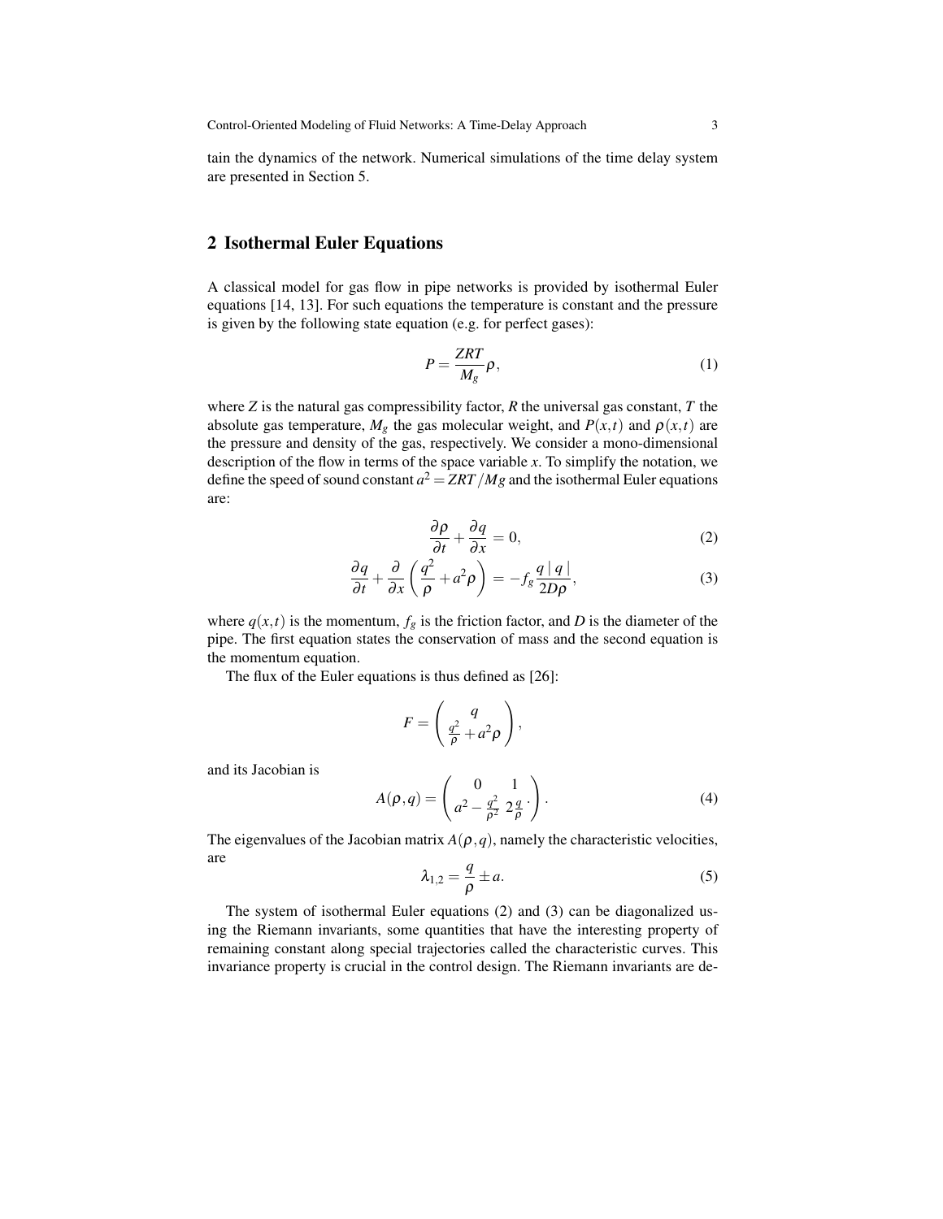tain the dynamics of the network. Numerical simulations of the time delay system are presented in Section 5.

## 2 Isothermal Euler Equations

A classical model for gas flow in pipe networks is provided by isothermal Euler equations [14, 13]. For such equations the temperature is constant and the pressure is given by the following state equation (e.g. for perfect gases):

$$P = \frac{ZRT}{M_g}\rho, \tag{1}$$

where $Z$ is the natural gas compressibility factor, $R$ the universal gas constant, $T$ the absolute gas temperature, $M_g$ the gas molecular weight, and $P(x,t)$ and $\rho(x,t)$ are the pressure and density of the gas, respectively. We consider a mono-dimensional description of the flow in terms of the space variable $x$. To simplify the notation, we define the speed of sound constant $a^2 = ZRT/Mg$ and the isothermal Euler equations are:

$$\frac{\partial \rho}{\partial t} + \frac{\partial q}{\partial x} = 0, \tag{2}$$

$$\frac{\partial q}{\partial t} + \frac{\partial}{\partial x}\left(\frac{q^2}{\rho} + a^2\rho\right) = -f_g \frac{q\mid q\mid}{2D\rho}, \tag{3}$$

where $q(x,t)$ is the momentum, $f_g$ is the friction factor, and $D$ is the diameter of the pipe. The first equation states the conservation of mass and the second equation is the momentum equation.

The flux of the Euler equations is thus defined as [26]:

$$F = \begin{pmatrix} q \\ \frac{q^2}{\rho} + a^2\rho \end{pmatrix},$$

and its Jacobian is

$$A(\rho,q) = \begin{pmatrix} 0 & 1 \\ a^2 - \frac{q^2}{\rho^2} & 2\frac{q}{\rho}\cdot \end{pmatrix}. \tag{4}$$

The eigenvalues of the Jacobian matrix $A(\rho,q)$, namely the characteristic velocities, are

$$\lambda_{1,2} = \frac{q}{\rho} \pm a. \tag{5}$$

The system of isothermal Euler equations (2) and (3) can be diagonalized using the Riemann invariants, some quantities that have the interesting property of remaining constant along special trajectories called the characteristic curves. This invariance property is crucial in the control design. The Riemann invariants are de-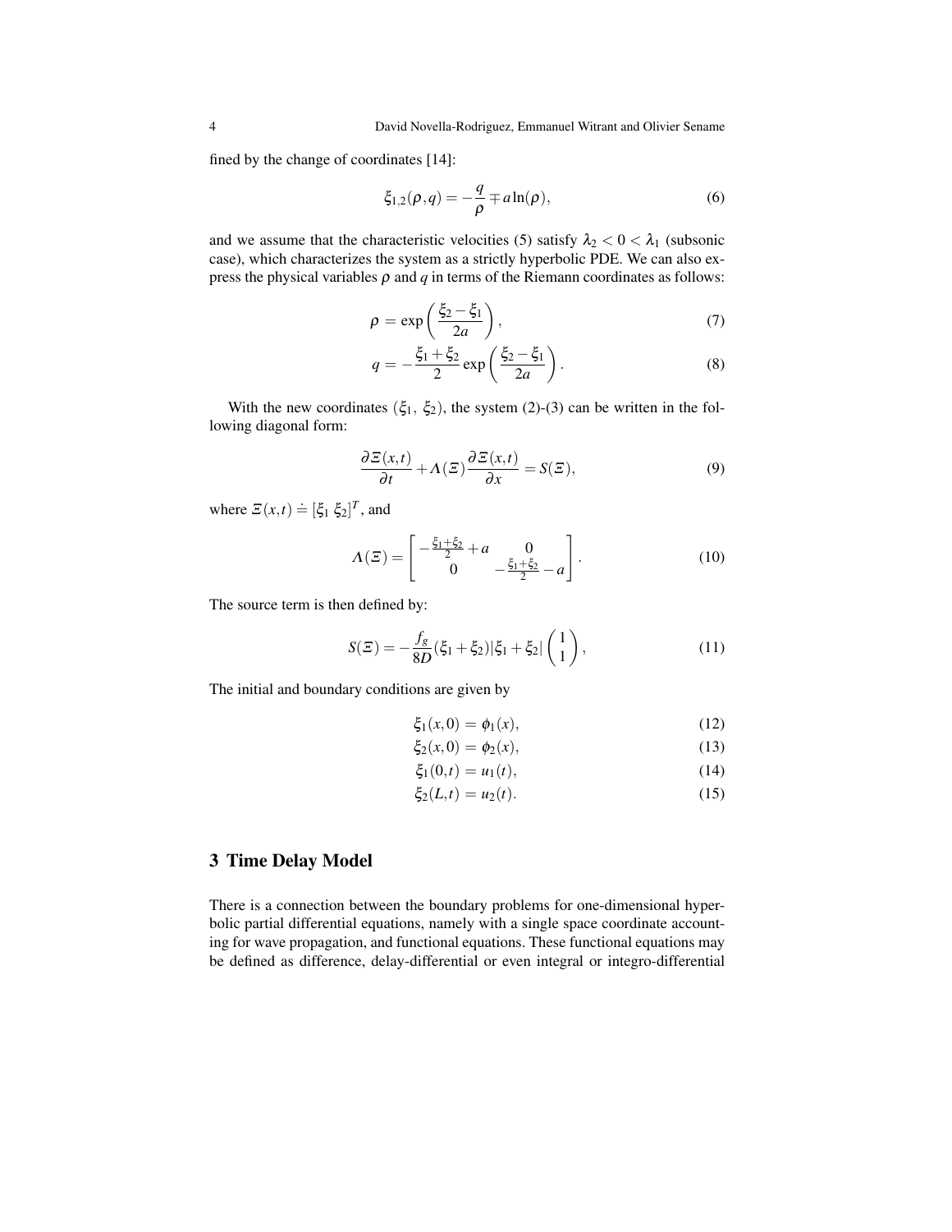fined by the change of coordinates [14]:

$$\xi_{1,2}(\rho, q) = -\frac{q}{\rho} \mp a \ln(\rho), \tag{6}$$

and we assume that the characteristic velocities (5) satisfy $\lambda_2 < 0 < \lambda_1$ (subsonic case), which characterizes the system as a strictly hyperbolic PDE. We can also express the physical variables $\rho$ and $q$ in terms of the Riemann coordinates as follows:

$$\rho = \exp\left(\frac{\xi_2 - \xi_1}{2a}\right), \tag{7}$$

$$q = -\frac{\xi_1 + \xi_2}{2} \exp\left(\frac{\xi_2 - \xi_1}{2a}\right). \tag{8}$$

With the new coordinates $(\xi_1, \xi_2)$, the system (2)-(3) can be written in the following diagonal form:

$$\frac{\partial \Xi(x,t)}{\partial t} + \Lambda(\Xi) \frac{\partial \Xi(x,t)}{\partial x} = S(\Xi), \tag{9}$$

where $\Xi(x,t) \doteq [\xi_1 \; \xi_2]^T$, and

$$\Lambda(\Xi) = \begin{bmatrix} -\frac{\xi_1 + \xi_2}{2} + a & 0 \\ 0 & -\frac{\xi_1 + \xi_2}{2} - a \end{bmatrix}. \tag{10}$$

The source term is then defined by:

$$S(\Xi) = -\frac{f_g}{8D} (\xi_1 + \xi_2) |\xi_1 + \xi_2| \begin{pmatrix} 1 \\ 1 \end{pmatrix}, \tag{11}$$

The initial and boundary conditions are given by

$$\xi_1(x,0) = \phi_1(x), \tag{12}$$

$$\xi_2(x,0) = \phi_2(x), \tag{13}$$

$$\xi_1(0,t) = u_1(t), \tag{14}$$

$$\xi_2(L,t) = u_2(t). \tag{15}$$

## 3 Time Delay Model

There is a connection between the boundary problems for one-dimensional hyperbolic partial differential equations, namely with a single space coordinate accounting for wave propagation, and functional equations. These functional equations may be defined as difference, delay-differential or even integral or integro-differential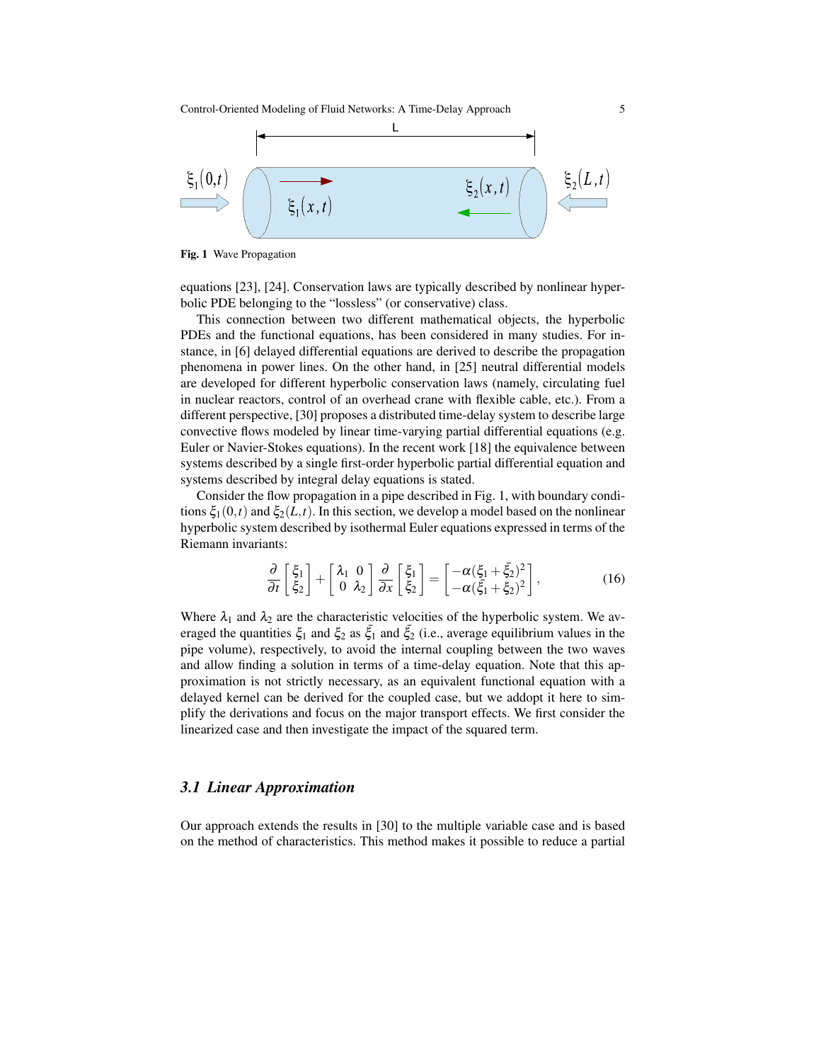Fig. 1 Wave Propagation

equations [23], [24]. Conservation laws are typically described by nonlinear hyperbolic PDE belonging to the "lossless" (or conservative) class.

This connection between two different mathematical objects, the hyperbolic PDEs and the functional equations, has been considered in many studies. For instance, in [6] delayed differential equations are derived to describe the propagation phenomena in power lines. On the other hand, in [25] neutral differential models are developed for different hyperbolic conservation laws (namely, circulating fuel in nuclear reactors, control of an overhead crane with flexible cable, etc.). From a different perspective, [30] proposes a distributed time-delay system to describe large convective flows modeled by linear time-varying partial differential equations (e.g. Euler or Navier-Stokes equations). In the recent work [18] the equivalence between systems described by a single first-order hyperbolic partial differential equation and systems described by integral delay equations is stated.

Consider the flow propagation in a pipe described in Fig. 1, with boundary conditions $\xi_1(0,t)$ and $\xi_2(L,t)$. In this section, we develop a model based on the nonlinear hyperbolic system described by isothermal Euler equations expressed in terms of the Riemann invariants:

$$\frac{\partial}{\partial t}\begin{bmatrix}\xi_1\\ \xi_2\end{bmatrix} + \begin{bmatrix}\lambda_1 & 0\\ 0 & \lambda_2\end{bmatrix}\frac{\partial}{\partial x}\begin{bmatrix}\xi_1\\ \xi_2\end{bmatrix} = \begin{bmatrix}-\alpha(\xi_1+\bar{\xi}_2)^2\\ -\alpha(\bar{\xi}_1+\xi_2)^2\end{bmatrix}, \tag{16}$$

Where $\lambda_1$ and $\lambda_2$ are the characteristic velocities of the hyperbolic system. We averaged the quantities $\xi_1$ and $\xi_2$ as $\bar{\xi}_1$ and $\bar{\xi}_2$ (i.e., average equilibrium values in the pipe volume), respectively, to avoid the internal coupling between the two waves and allow finding a solution in terms of a time-delay equation. Note that this approximation is not strictly necessary, as an equivalent functional equation with a delayed kernel can be derived for the coupled case, but we addopt it here to simplify the derivations and focus on the major transport effects. We first consider the linearized case and then investigate the impact of the squared term.

### 3.1 Linear Approximation

Our approach extends the results in [30] to the multiple variable case and is based on the method of characteristics. This method makes it possible to reduce a partial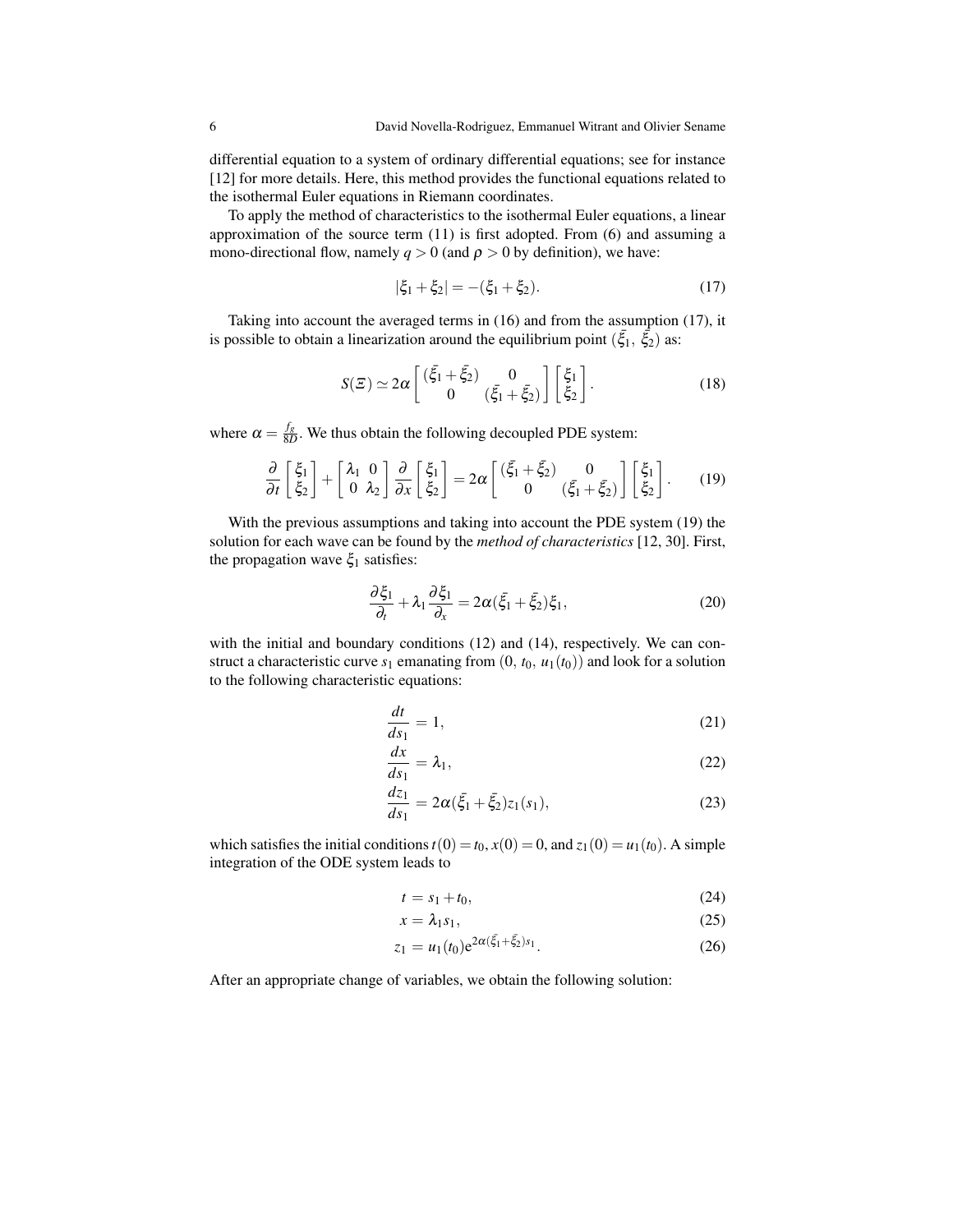differential equation to a system of ordinary differential equations; see for instance [12] for more details. Here, this method provides the functional equations related to the isothermal Euler equations in Riemann coordinates.

To apply the method of characteristics to the isothermal Euler equations, a linear approximation of the source term (11) is first adopted. From (6) and assuming a mono-directional flow, namely $q > 0$ (and $\rho > 0$ by definition), we have:

$$|\xi_1 + \xi_2| = -(\xi_1 + \xi_2). \tag{17}$$

Taking into account the averaged terms in (16) and from the assumption (17), it is possible to obtain a linearization around the equilibrium point $(\bar{\xi_1},\ \bar{\xi_2})$ as:

$$S(\Xi) \simeq 2\alpha \begin{bmatrix} (\bar{\xi_1} + \bar{\xi_2}) & 0 \\ 0 & (\bar{\xi_1} + \bar{\xi_2}) \end{bmatrix} \begin{bmatrix} \xi_1 \\ \xi_2 \end{bmatrix}. \tag{18}$$

where $\alpha = \frac{f_g}{8D}$. We thus obtain the following decoupled PDE system:

$$\frac{\partial}{\partial t} \begin{bmatrix} \xi_1 \\ \xi_2 \end{bmatrix} + \begin{bmatrix} \lambda_1 & 0 \\ 0 & \lambda_2 \end{bmatrix} \frac{\partial}{\partial x} \begin{bmatrix} \xi_1 \\ \xi_2 \end{bmatrix} = 2\alpha \begin{bmatrix} (\bar{\xi_1} + \bar{\xi_2}) & 0 \\ 0 & (\bar{\xi_1} + \bar{\xi_2}) \end{bmatrix} \begin{bmatrix} \xi_1 \\ \xi_2 \end{bmatrix}. \tag{19}$$

With the previous assumptions and taking into account the PDE system (19) the solution for each wave can be found by the *method of characteristics* [12, 30]. First, the propagation wave $\xi_1$ satisfies:

$$\frac{\partial \xi_1}{\partial_t} + \lambda_1 \frac{\partial \xi_1}{\partial_x} = 2\alpha(\bar{\xi_1} + \bar{\xi_2})\xi_1, \tag{20}$$

with the initial and boundary conditions (12) and (14), respectively. We can construct a characteristic curve $s_1$ emanating from $(0,\ t_0,\ u_1(t_0))$ and look for a solution to the following characteristic equations:

$$\frac{dt}{ds_1} = 1, \tag{21}$$

$$\frac{dx}{ds_1} = \lambda_1, \tag{22}$$

$$\frac{dz_1}{ds_1} = 2\alpha(\bar{\xi_1} + \bar{\xi_2})z_1(s_1), \tag{23}$$

which satisfies the initial conditions $t(0) = t_0$, $x(0) = 0$, and $z_1(0) = u_1(t_0)$. A simple integration of the ODE system leads to

$$t = s_1 + t_0, \tag{24}$$

$$x = \lambda_1 s_1, \tag{25}$$

$$z_1 = u_1(t_0)\mathrm{e}^{2\alpha(\bar{\xi_1} + \bar{\xi_2})s_1}. \tag{26}$$

After an appropriate change of variables, we obtain the following solution: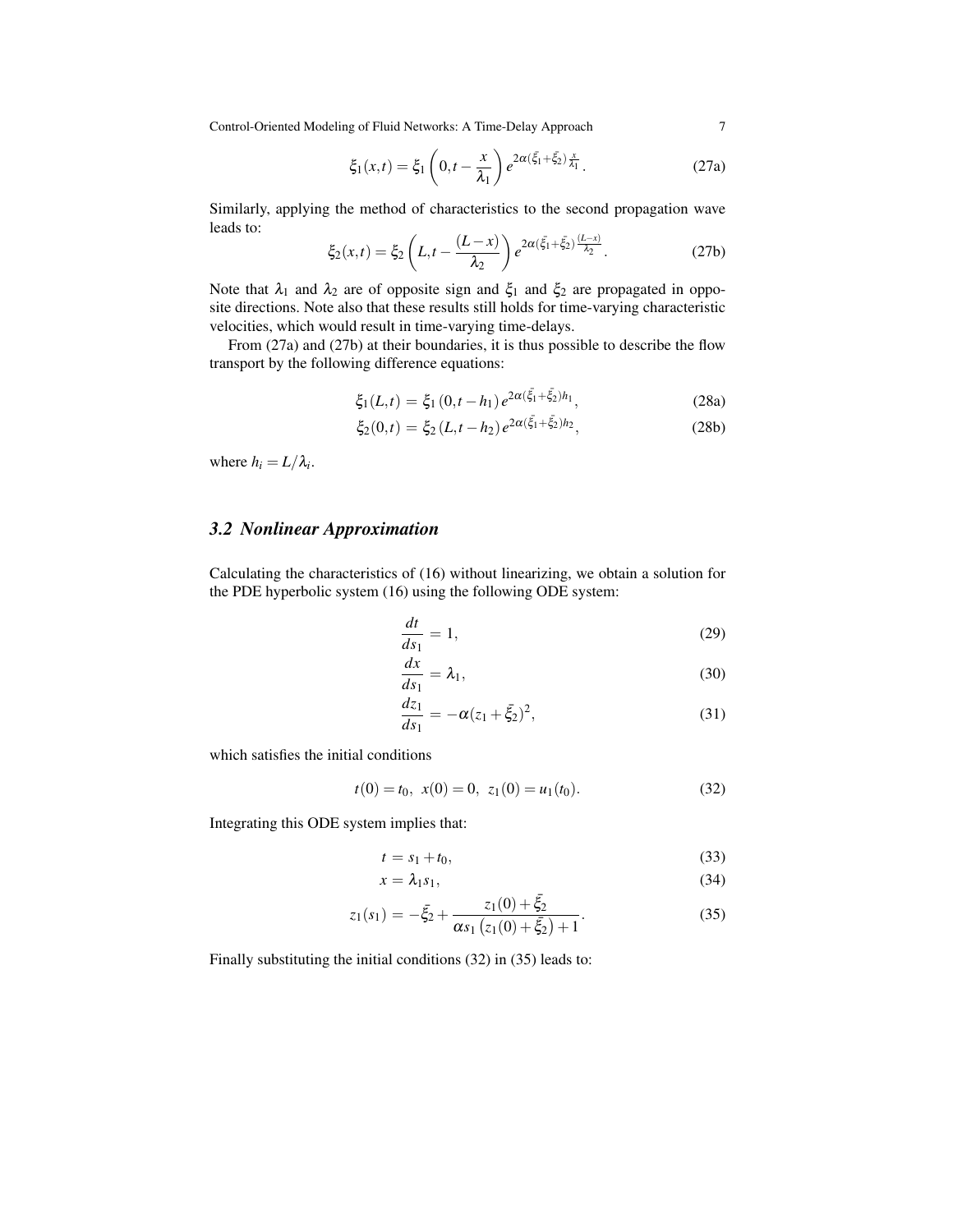$$\xi_1(x,t) = \xi_1\left(0, t - \frac{x}{\lambda_1}\right) e^{2\alpha(\bar{\xi_1}+\bar{\xi_2})\frac{x}{\lambda_1}}. \tag{27a}$$

Similarly, applying the method of characteristics to the second propagation wave leads to:

$$\xi_2(x,t) = \xi_2\left(L, t - \frac{(L-x)}{\lambda_2}\right) e^{2\alpha(\bar{\xi_1}+\bar{\xi_2})\frac{(L-x)}{\lambda_2}}. \tag{27b}$$

Note that $\lambda_1$ and $\lambda_2$ are of opposite sign and $\xi_1$ and $\xi_2$ are propagated in opposite directions. Note also that these results still holds for time-varying characteristic velocities, which would result in time-varying time-delays.

From (27a) and (27b) at their boundaries, it is thus possible to describe the flow transport by the following difference equations:

$$\xi_1(L,t) = \xi_1(0, t-h_1) e^{2\alpha(\bar{\xi_1}+\bar{\xi_2})h_1}, \tag{28a}$$

$$\xi_2(0,t) = \xi_2(L, t-h_2) e^{2\alpha(\bar{\xi_1}+\bar{\xi_2})h_2}, \tag{28b}$$

where $h_i = L/\lambda_i$.

### 3.2 Nonlinear Approximation

Calculating the characteristics of (16) without linearizing, we obtain a solution for the PDE hyperbolic system (16) using the following ODE system:

$$\frac{dt}{ds_1} = 1, \tag{29}$$

$$\frac{dx}{ds_1} = \lambda_1, \tag{30}$$

$$\frac{dz_1}{ds_1} = -\alpha(z_1 + \bar{\xi_2})^2, \tag{31}$$

which satisfies the initial conditions

$$t(0) = t_0, \;\; x(0) = 0, \;\; z_1(0) = u_1(t_0). \tag{32}$$

Integrating this ODE system implies that:

$$t = s_1 + t_0, \tag{33}$$

$$x = \lambda_1 s_1, \tag{34}$$

$$z_1(s_1) = -\bar{\xi_2} + \frac{z_1(0) + \bar{\xi_2}}{\alpha s_1 \left(z_1(0) + \bar{\xi_2}\right) + 1}. \tag{35}$$

Finally substituting the initial conditions (32) in (35) leads to: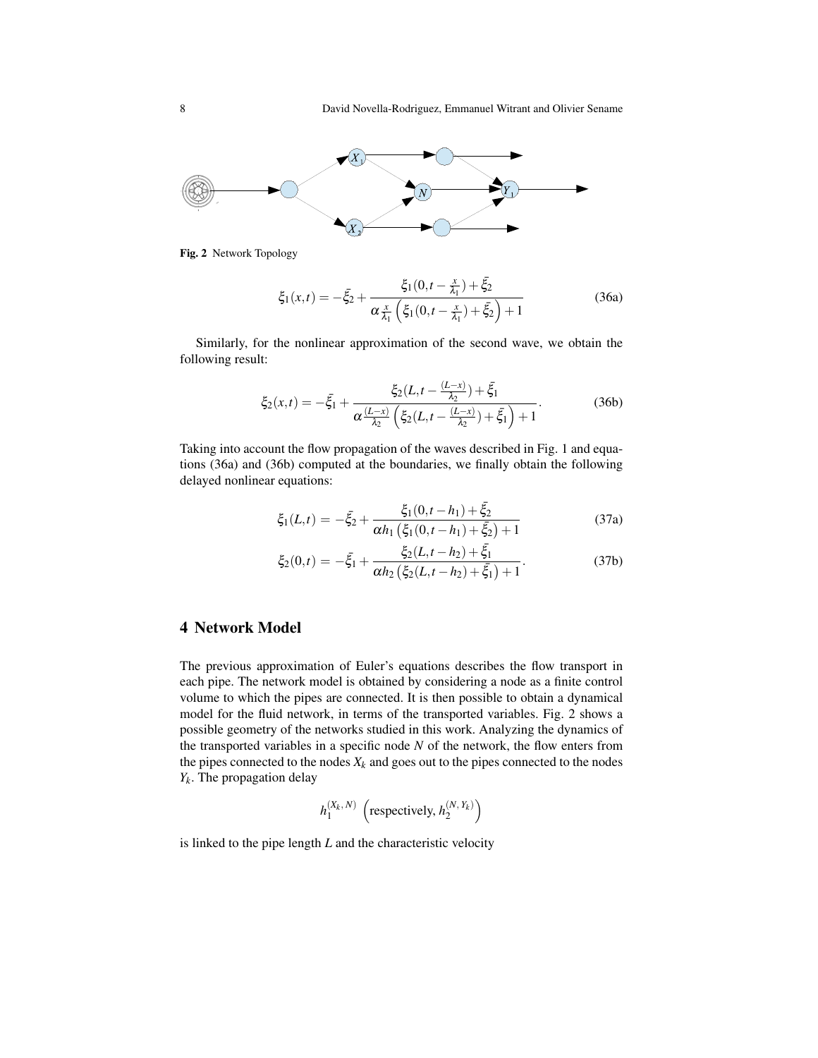Fig. 2 Network Topology

$$\xi_1(x,t) = -\bar{\xi}_2 + \frac{\xi_1(0,t-\frac{x}{\lambda_1}) + \bar{\xi}_2}{\alpha\frac{x}{\lambda_1}\left(\xi_1(0,t-\frac{x}{\lambda_1}) + \bar{\xi}_2\right) + 1} \tag{36a}$$

Similarly, for the nonlinear approximation of the second wave, we obtain the following result:

$$\xi_2(x,t) = -\bar{\xi}_1 + \frac{\xi_2(L,t-\frac{(L-x)}{\lambda_2}) + \bar{\xi}_1}{\alpha\frac{(L-x)}{\lambda_2}\left(\xi_2(L,t-\frac{(L-x)}{\lambda_2}) + \bar{\xi}_1\right) + 1}. \tag{36b}$$

Taking into account the flow propagation of the waves described in Fig. 1 and equations (36a) and (36b) computed at the boundaries, we finally obtain the following delayed nonlinear equations:

$$\xi_1(L,t) = -\bar{\xi}_2 + \frac{\xi_1(0,t-h_1) + \bar{\xi}_2}{\alpha h_1\left(\xi_1(0,t-h_1) + \bar{\xi}_2\right) + 1} \tag{37a}$$

$$\xi_2(0,t) = -\bar{\xi}_1 + \frac{\xi_2(L,t-h_2) + \bar{\xi}_1}{\alpha h_2\left(\xi_2(L,t-h_2) + \bar{\xi}_1\right) + 1}. \tag{37b}$$

## 4 Network Model

The previous approximation of Euler's equations describes the flow transport in each pipe. The network model is obtained by considering a node as a finite control volume to which the pipes are connected. It is then possible to obtain a dynamical model for the fluid network, in terms of the transported variables. Fig. 2 shows a possible geometry of the networks studied in this work. Analyzing the dynamics of the transported variables in a specific node $N$ of the network, the flow enters from the pipes connected to the nodes $X_k$ and goes out to the pipes connected to the nodes $Y_k$. The propagation delay

$$h_1^{(X_k,N)} \left(\text{respectively, } h_2^{(N,Y_k)}\right)$$

is linked to the pipe length $L$ and the characteristic velocity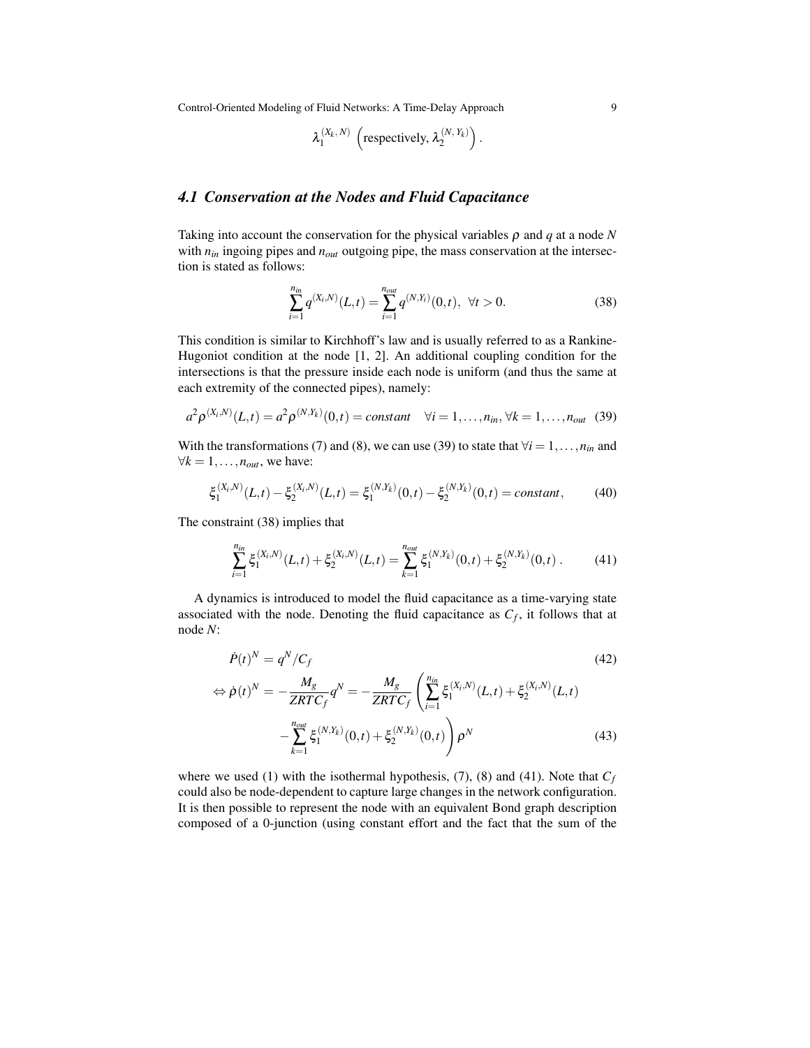$$\lambda_1^{(X_k,\, N)} \ \left(\text{respectively, } \lambda_2^{(N,\, Y_k)}\right).$$

### 4.1 Conservation at the Nodes and Fluid Capacitance

Taking into account the conservation for the physical variables $\rho$ and $q$ at a node $N$ with $n_{in}$ ingoing pipes and $n_{out}$ outgoing pipe, the mass conservation at the intersection is stated as follows:

$$\sum_{i=1}^{n_{in}} q^{(X_i,N)}(L,t) = \sum_{i=1}^{n_{out}} q^{(N,Y_i)}(0,t), \ \ \forall t > 0. \tag{38}$$

This condition is similar to Kirchhoff's law and is usually referred to as a Rankine-Hugoniot condition at the node [1, 2]. An additional coupling condition for the intersections is that the pressure inside each node is uniform (and thus the same at each extremity of the connected pipes), namely:

$$a^2 \rho^{(X_i,N)}(L,t) = a^2 \rho^{(N,Y_k)}(0,t) = constant \quad \forall i = 1,\ldots,n_{in}, \forall k = 1,\ldots,n_{out} \tag{39}$$

With the transformations (7) and (8), we can use (39) to state that $\forall i = 1,\ldots,n_{in}$ and $\forall k = 1,\ldots,n_{out}$, we have:

$$\xi_1^{(X_i,N)}(L,t) - \xi_2^{(X_i,N)}(L,t) = \xi_1^{(N,Y_k)}(0,t) - \xi_2^{(N,Y_k)}(0,t) = constant, \tag{40}$$

The constraint (38) implies that

$$\sum_{i=1}^{n_{in}} \xi_1^{(X_i,N)}(L,t) + \xi_2^{(X_i,N)}(L,t) = \sum_{k=1}^{n_{out}} \xi_1^{(N,Y_k)}(0,t) + \xi_2^{(N,Y_k)}(0,t)\,. \tag{41}$$

A dynamics is introduced to model the fluid capacitance as a time-varying state associated with the node. Denoting the fluid capacitance as $C_f$, it follows that at node $N$:

$$\dot{P}(t)^N = q^N / C_f \tag{42}$$

$$\Leftrightarrow \dot{\rho}(t)^N = -\frac{M_g}{ZRTC_f} q^N = -\frac{M_g}{ZRTC_f} \left( \sum_{i=1}^{n_{in}} \xi_1^{(X_i,N)}(L,t) + \xi_2^{(X_i,N)}(L,t) - \sum_{k=1}^{n_{out}} \xi_1^{(N,Y_k)}(0,t) + \xi_2^{(N,Y_k)}(0,t) \right) \rho^N \tag{43}$$

where we used (1) with the isothermal hypothesis, (7), (8) and (41). Note that $C_f$ could also be node-dependent to capture large changes in the network configuration. It is then possible to represent the node with an equivalent Bond graph description composed of a 0-junction (using constant effort and the fact that the sum of the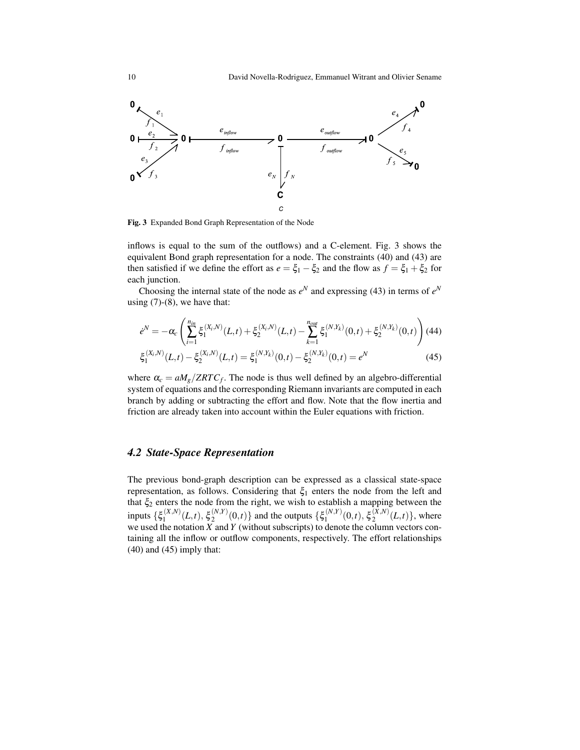Fig. 3 Expanded Bond Graph Representation of the Node

inflows is equal to the sum of the outflows) and a C-element. Fig. 3 shows the equivalent Bond graph representation for a node. The constraints (40) and (43) are then satisfied if we define the effort as $e = \xi_1 - \xi_2$ and the flow as $f = \xi_1 + \xi_2$ for each junction.

Choosing the internal state of the node as $e^N$ and expressing (43) in terms of $e^N$ using (7)-(8), we have that:

$$\dot{e}^N = -\alpha_c \left( \sum_{i=1}^{n_{in}} \xi_1^{(X_i,N)}(L,t) + \xi_2^{(X_i,N)}(L,t) - \sum_{k=1}^{n_{out}} \xi_1^{(N,Y_k)}(0,t) + \xi_2^{(N,Y_k)}(0,t) \right) \quad (44)$$

$$\xi_1^{(X_i,N)}(L,t) - \xi_2^{(X_i,N)}(L,t) = \xi_1^{(N,Y_k)}(0,t) - \xi_2^{(N,Y_k)}(0,t) = e^N \quad (45)$$

where $\alpha_c = aM_g/ZRTC_f$. The node is thus well defined by an algebro-differential system of equations and the corresponding Riemann invariants are computed in each branch by adding or subtracting the effort and flow. Note that the flow inertia and friction are already taken into account within the Euler equations with friction.

### 4.2 State-Space Representation

The previous bond-graph description can be expressed as a classical state-space representation, as follows. Considering that $\xi_1$ enters the node from the left and that $\xi_2$ enters the node from the right, we wish to establish a mapping between the inputs $\{\xi_1^{(X,N)}(L,t),\, \xi_2^{(N,Y)}(0,t)\}$ and the outputs $\{\xi_1^{(N,Y)}(0,t),\, \xi_2^{(X,N)}(L,t)\}$, where we used the notation $X$ and $Y$ (without subscripts) to denote the column vectors containing all the inflow or outflow components, respectively. The effort relationships (40) and (45) imply that: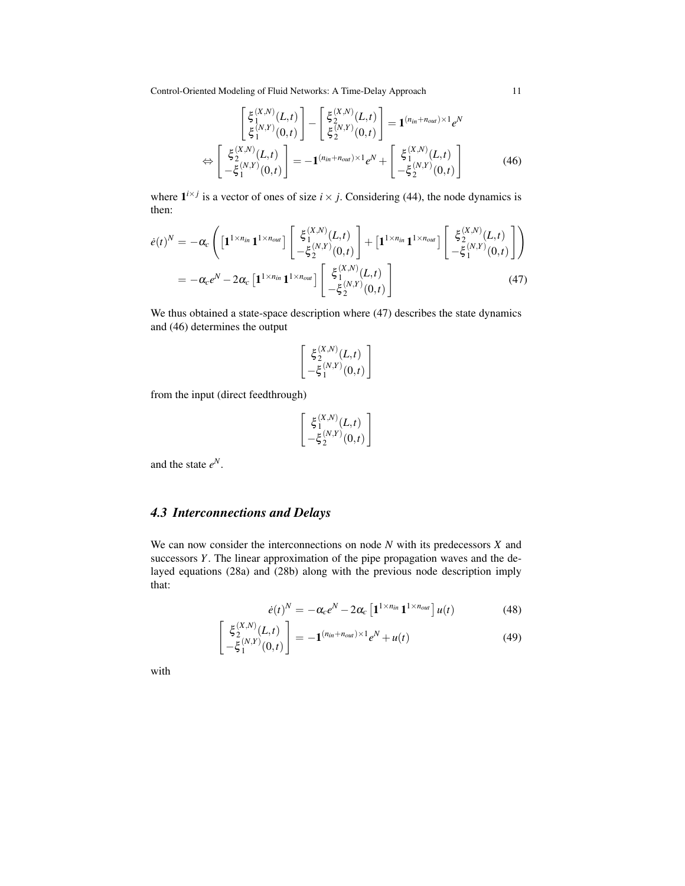$$
\begin{bmatrix} \xi_1^{(X,N)}(L,t) \\ \xi_1^{(N,Y)}(0,t) \end{bmatrix} - \begin{bmatrix} \xi_2^{(X,N)}(L,t) \\ \xi_2^{(N,Y)}(0,t) \end{bmatrix} = \mathbf{1}^{(n_{in}+n_{out})\times 1} e^N
$$

$$
\Leftrightarrow \begin{bmatrix} \xi_2^{(X,N)}(L,t) \\ -\xi_1^{(N,Y)}(0,t) \end{bmatrix} = -\mathbf{1}^{(n_{in}+n_{out})\times 1} e^N + \begin{bmatrix} \xi_1^{(X,N)}(L,t) \\ -\xi_2^{(N,Y)}(0,t) \end{bmatrix} \tag{46}
$$

where $\mathbf{1}^{i \times j}$ is a vector of ones of size $i \times j$. Considering (44), the node dynamics is then:

$$
\begin{aligned}
\dot{e}(t)^N &= -\alpha_c \left( \left[ \mathbf{1}^{1\times n_{in}} \, \mathbf{1}^{1\times n_{out}} \right] \begin{bmatrix} \xi_1^{(X,N)}(L,t) \\ -\xi_2^{(N,Y)}(0,t) \end{bmatrix} + \left[ \mathbf{1}^{1\times n_{in}} \, \mathbf{1}^{1\times n_{out}} \right] \begin{bmatrix} \xi_2^{(X,N)}(L,t) \\ -\xi_1^{(N,Y)}(0,t) \end{bmatrix} \right) \\
&= -\alpha_c e^N - 2\alpha_c \left[ \mathbf{1}^{1\times n_{in}} \, \mathbf{1}^{1\times n_{out}} \right] \begin{bmatrix} \xi_1^{(X,N)}(L,t) \\ -\xi_2^{(N,Y)}(0,t) \end{bmatrix}
\end{aligned} \tag{47}
$$

We thus obtained a state-space description where (47) describes the state dynamics and (46) determines the output

$$
\begin{bmatrix} \xi_2^{(X,N)}(L,t) \\ -\xi_1^{(N,Y)}(0,t) \end{bmatrix}
$$

from the input (direct feedthrough)

$$
\begin{bmatrix} \xi_1^{(X,N)}(L,t) \\ -\xi_2^{(N,Y)}(0,t) \end{bmatrix}
$$

and the state $e^N$.

### 4.3 Interconnections and Delays

We can now consider the interconnections on node $N$ with its predecessors $X$ and successors $Y$. The linear approximation of the pipe propagation waves and the delayed equations (28a) and (28b) along with the previous node description imply that:

$$
\dot{e}(t)^N = -\alpha_c e^N - 2\alpha_c \left[ \mathbf{1}^{1\times n_{in}} \, \mathbf{1}^{1\times n_{out}} \right] u(t) \tag{48}
$$

$$
\begin{bmatrix} \xi_2^{(X,N)}(L,t) \\ -\xi_1^{(N,Y)}(0,t) \end{bmatrix} = -\mathbf{1}^{(n_{in}+n_{out})\times 1} e^N + u(t) \tag{49}
$$

with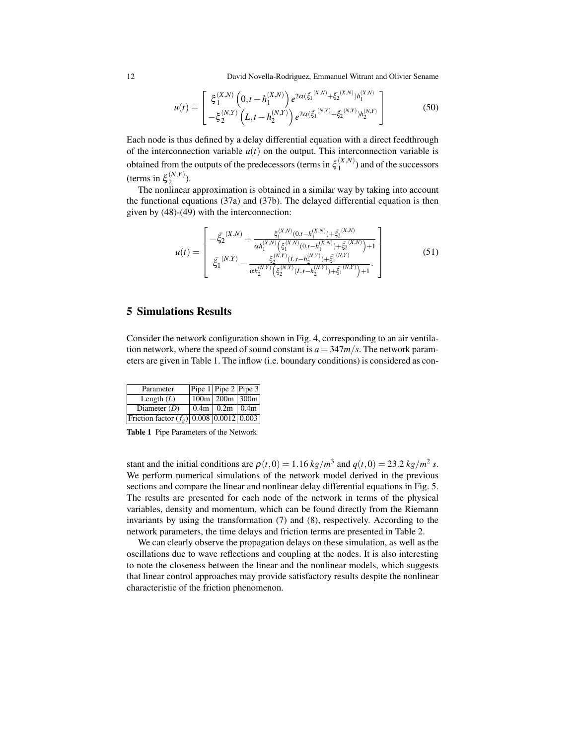$$
u(t) = \begin{bmatrix} \xi_1^{(X,N)}\left(0, t - h_1^{(X,N)}\right) e^{2\alpha(\bar{\xi}_1^{(X,N)} + \bar{\xi}_2^{(X,N)}) h_1^{(X,N)}} \\ -\xi_2^{(N,Y)}\left(L, t - h_2^{(N,Y)}\right) e^{2\alpha(\bar{\xi}_1^{(N,Y)} + \bar{\xi}_2^{(N,Y)}) h_2^{(N,Y)}} \end{bmatrix} \tag{50}
$$

Each node is thus defined by a delay differential equation with a direct feedthrough of the interconnection variable $u(t)$ on the output. This interconnection variable is obtained from the outputs of the predecessors (terms in $\xi_1^{(X,N)}$) and of the successors (terms in $\xi_2^{(N,Y)}$).

The nonlinear approximation is obtained in a similar way by taking into account the functional equations (37a) and (37b). The delayed differential equation is then given by (48)-(49) with the interconnection:

$$
u(t) = \begin{bmatrix} -\bar{\xi}_2^{(X,N)} + \dfrac{\xi_1^{(X,N)}(0, t - h_1^{(X,N)}) + \bar{\xi}_2^{(X,N)}}{\alpha h_1^{(X,N)}\left(\xi_1^{(X,N)}(0, t - h_1^{(X,N)}) + \bar{\xi}_2^{(X,N)}\right) + 1} \\ \bar{\xi}_1^{(N,Y)} - \dfrac{\xi_2^{(N,Y)}(L, t - h_2^{(N,Y)}) + \bar{\xi}_1^{(N,Y)}}{\alpha h_2^{(N,Y)}\left(\xi_2^{(N,Y)}(L, t - h_2^{(N,Y)}) + \bar{\xi}_1^{(N,Y)}\right) + 1}. \end{bmatrix} \tag{51}
$$

## 5 Simulations Results

Consider the network configuration shown in Fig. 4, corresponding to an air ventilation network, where the speed of sound constant is $a = 347 m/s$. The network parameters are given in Table 1. The inflow (i.e. boundary conditions) is considered as constant and the initial conditions are $\rho(t, 0) = 1.16\, kg/m^3$ and $q(t, 0) = 23.2\, kg/m^2\, s$. We perform numerical simulations of the network model derived in the previous sections and compare the linear and nonlinear delay differential equations in Fig. 5. The results are presented for each node of the network in terms of the physical variables, density and momentum, which can be found directly from the Riemann invariants by using the transformation (7) and (8), respectively. According to the network parameters, the time delays and friction terms are presented in Table 2.

| Parameter | Pipe 1 | Pipe 2 | Pipe 3 |
|---|---|---|---|
| Length ($L$) | 100m | 200m | 300m |
| Diameter ($D$) | 0.4m | 0.2m | 0.4m |
| Friction factor ($f_g$) | 0.008 | 0.0012 | 0.003 |

**Table 1** Pipe Parameters of the Network

We can clearly observe the propagation delays on these simulation, as well as the oscillations due to wave reflections and coupling at the nodes. It is also interesting to note the closeness between the linear and the nonlinear models, which suggests that linear control approaches may provide satisfactory results despite the nonlinear characteristic of the friction phenomenon.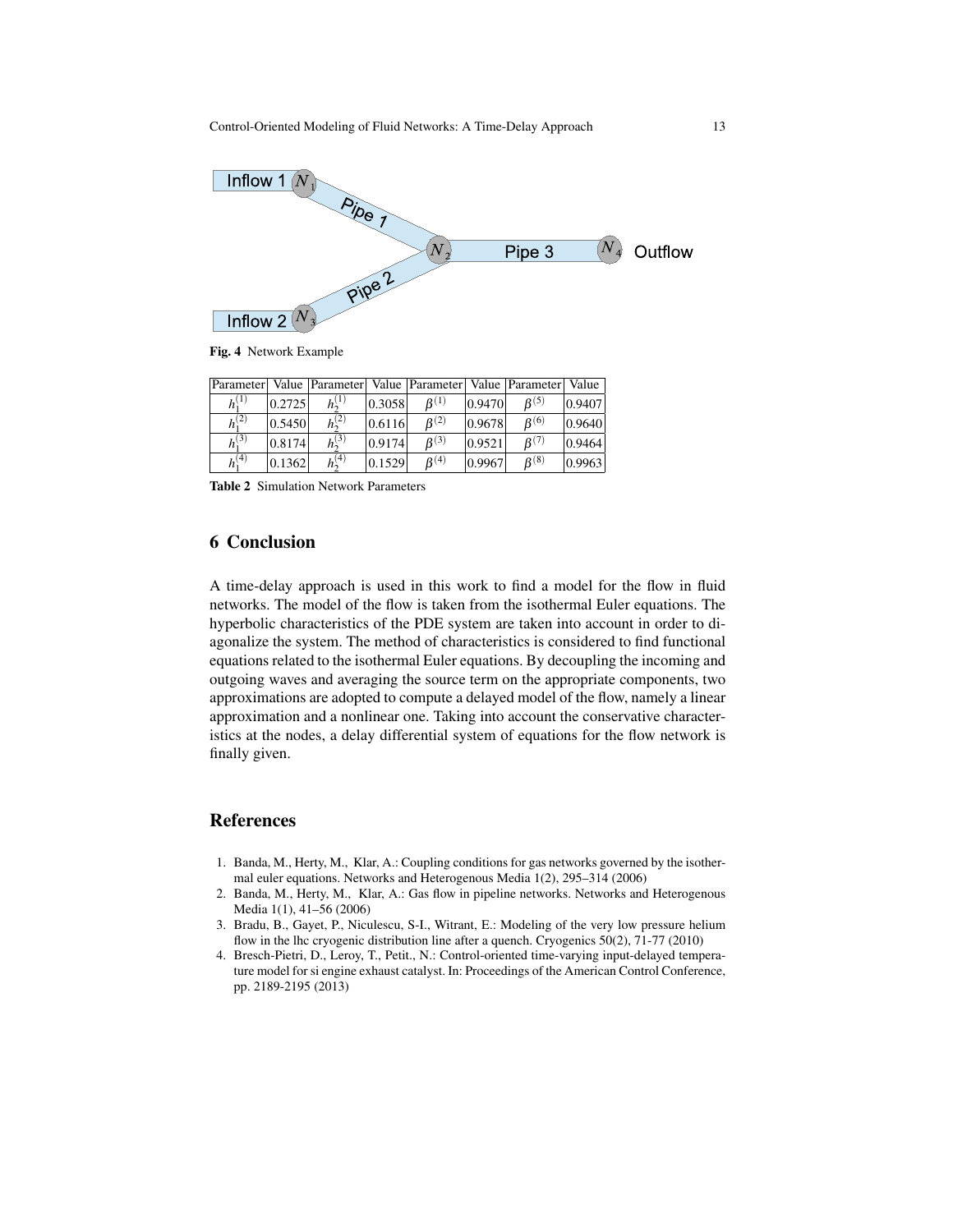Fig. 4 Network Example

| Parameter | Value | Parameter | Value | Parameter | Value | Parameter | Value |
|---|---|---|---|---|---|---|---|
| $h_1^{(1)}$ | 0.2725 | $h_2^{(1)}$ | 0.3058 | $\beta^{(1)}$ | 0.9470 | $\beta^{(5)}$ | 0.9407 |
| $h_1^{(2)}$ | 0.5450 | $h_2^{(2)}$ | 0.6116 | $\beta^{(2)}$ | 0.9678 | $\beta^{(6)}$ | 0.9640 |
| $h_1^{(3)}$ | 0.8174 | $h_2^{(3)}$ | 0.9174 | $\beta^{(3)}$ | 0.9521 | $\beta^{(7)}$ | 0.9464 |
| $h_1^{(4)}$ | 0.1362 | $h_2^{(4)}$ | 0.1529 | $\beta^{(4)}$ | 0.9967 | $\beta^{(8)}$ | 0.9963 |

**Table 2** Simulation Network Parameters

## 6 Conclusion

A time-delay approach is used in this work to find a model for the flow in fluid networks. The model of the flow is taken from the isothermal Euler equations. The hyperbolic characteristics of the PDE system are taken into account in order to diagonalize the system. The method of characteristics is considered to find functional equations related to the isothermal Euler equations. By decoupling the incoming and outgoing waves and averaging the source term on the appropriate components, two approximations are adopted to compute a delayed model of the flow, namely a linear approximation and a nonlinear one. Taking into account the conservative characteristics at the nodes, a delay differential system of equations for the flow network is finally given.

## References

1. Banda, M., Herty, M., Klar, A.: Coupling conditions for gas networks governed by the isothermal euler equations. Networks and Heterogenous Media 1(2), 295–314 (2006)
2. Banda, M., Herty, M., Klar, A.: Gas flow in pipeline networks. Networks and Heterogenous Media 1(1), 41–56 (2006)
3. Bradu, B., Gayet, P., Niculescu, S-I., Witrant, E.: Modeling of the very low pressure helium flow in the lhc cryogenic distribution line after a quench. Cryogenics 50(2), 71-77 (2010)
4. Bresch-Pietri, D., Leroy, T., Petit., N.: Control-oriented time-varying input-delayed temperature model for si engine exhaust catalyst. In: Proceedings of the American Control Conference, pp. 2189-2195 (2013)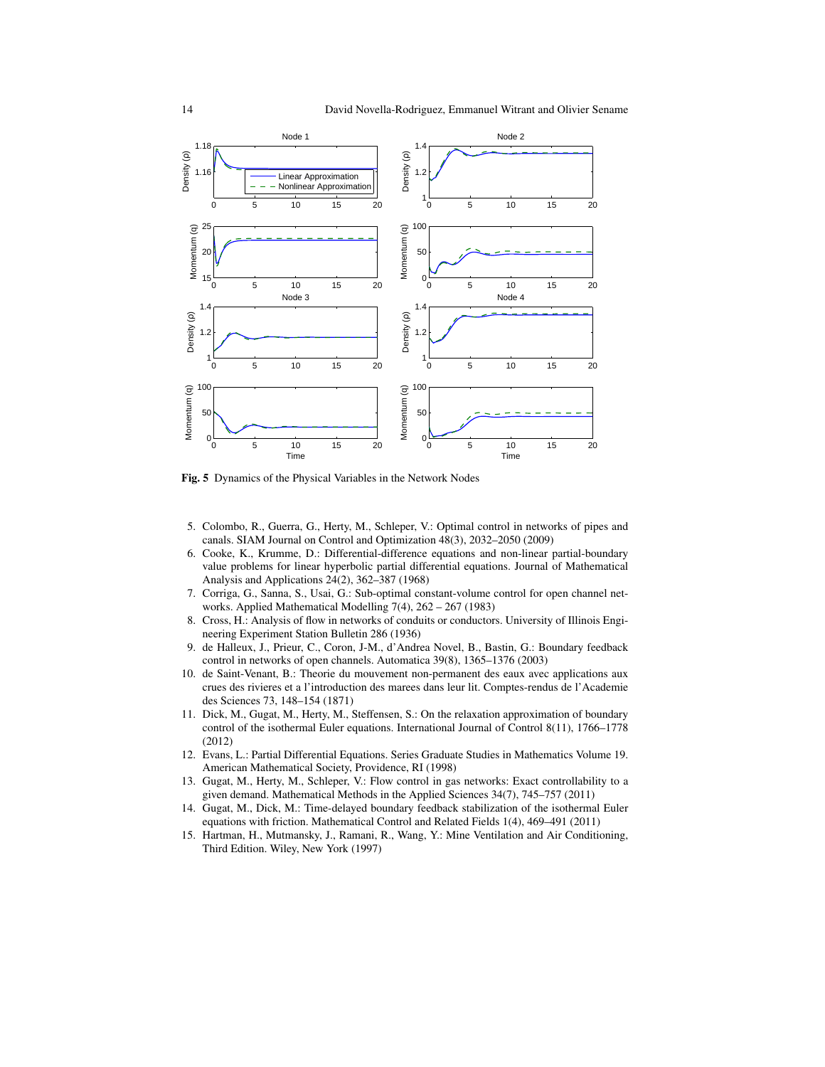Fig. 5 Dynamics of the Physical Variables in the Network Nodes

5. Colombo, R., Guerra, G., Herty, M., Schleper, V.: Optimal control in networks of pipes and canals. SIAM Journal on Control and Optimization 48(3), 2032–2050 (2009)
6. Cooke, K., Krumme, D.: Differential-difference equations and non-linear partial-boundary value problems for linear hyperbolic partial differential equations. Journal of Mathematical Analysis and Applications 24(2), 362–387 (1968)
7. Corriga, G., Sanna, S., Usai, G.: Sub-optimal constant-volume control for open channel networks. Applied Mathematical Modelling 7(4), 262 – 267 (1983)
8. Cross, H.: Analysis of flow in networks of conduits or conductors. University of Illinois Engineering Experiment Station Bulletin 286 (1936)
9. de Halleux, J., Prieur, C., Coron, J-M., d'Andrea Novel, B., Bastin, G.: Boundary feedback control in networks of open channels. Automatica 39(8), 1365–1376 (2003)
10. de Saint-Venant, B.: Theorie du mouvement non-permanent des eaux avec applications aux crues des rivieres et a l'introduction des marees dans leur lit. Comptes-rendus de l'Academie des Sciences 73, 148–154 (1871)
11. Dick, M., Gugat, M., Herty, M., Steffensen, S.: On the relaxation approximation of boundary control of the isothermal Euler equations. International Journal of Control 8(11), 1766–1778 (2012)
12. Evans, L.: Partial Differential Equations. Series Graduate Studies in Mathematics Volume 19. American Mathematical Society, Providence, RI (1998)
13. Gugat, M., Herty, M., Schleper, V.: Flow control in gas networks: Exact controllability to a given demand. Mathematical Methods in the Applied Sciences 34(7), 745–757 (2011)
14. Gugat, M., Dick, M.: Time-delayed boundary feedback stabilization of the isothermal Euler equations with friction. Mathematical Control and Related Fields 1(4), 469–491 (2011)
15. Hartman, H., Mutmansky, J., Ramani, R., Wang, Y.: Mine Ventilation and Air Conditioning, Third Edition. Wiley, New York (1997)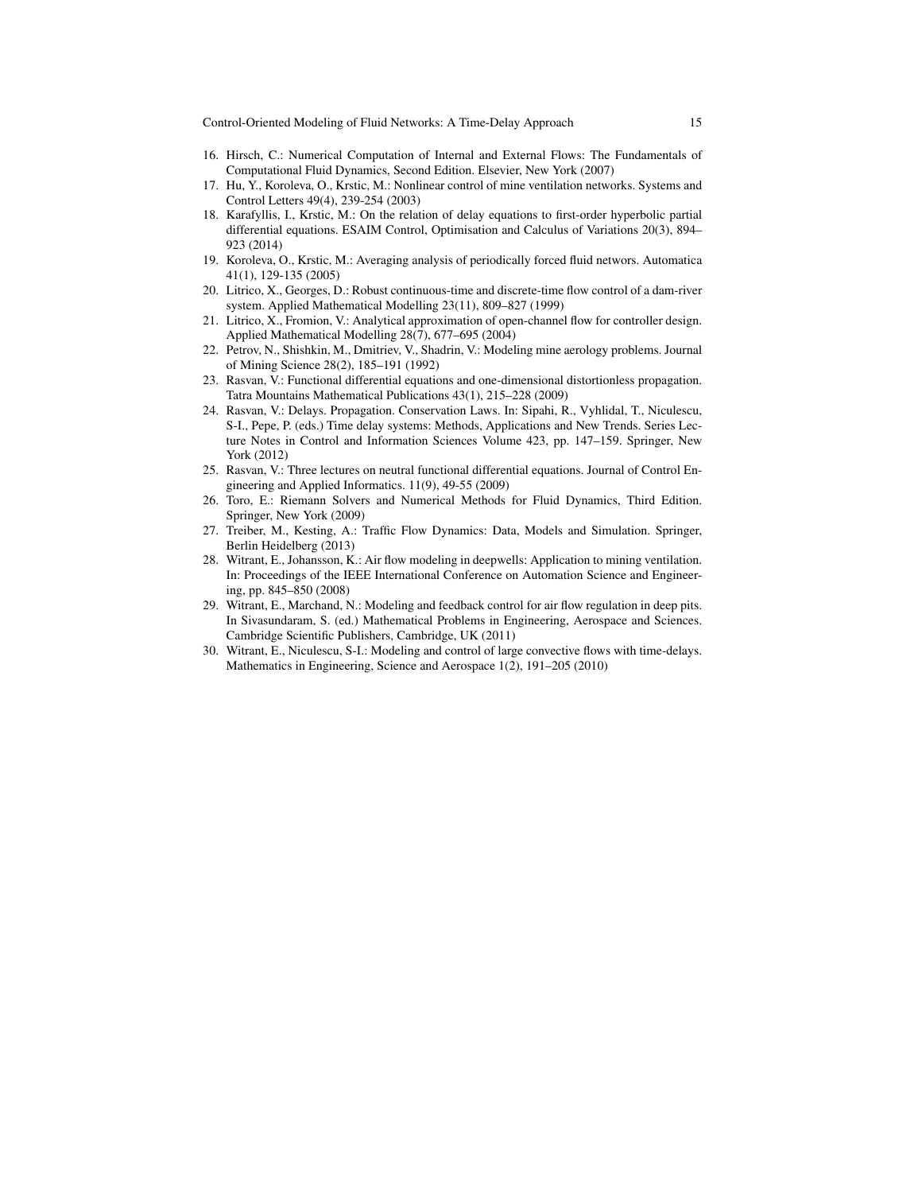16. Hirsch, C.: Numerical Computation of Internal and External Flows: The Fundamentals of Computational Fluid Dynamics, Second Edition. Elsevier, New York (2007)
17. Hu, Y., Koroleva, O., Krstic, M.: Nonlinear control of mine ventilation networks. Systems and Control Letters 49(4), 239-254 (2003)
18. Karafyllis, I., Krstic, M.: On the relation of delay equations to first-order hyperbolic partial differential equations. ESAIM Control, Optimisation and Calculus of Variations 20(3), 894–923 (2014)
19. Koroleva, O., Krstic, M.: Averaging analysis of periodically forced fluid networs. Automatica 41(1), 129-135 (2005)
20. Litrico, X., Georges, D.: Robust continuous-time and discrete-time flow control of a dam-river system. Applied Mathematical Modelling 23(11), 809–827 (1999)
21. Litrico, X., Fromion, V.: Analytical approximation of open-channel flow for controller design. Applied Mathematical Modelling 28(7), 677–695 (2004)
22. Petrov, N., Shishkin, M., Dmitriev, V., Shadrin, V.: Modeling mine aerology problems. Journal of Mining Science 28(2), 185–191 (1992)
23. Rasvan, V.: Functional differential equations and one-dimensional distortionless propagation. Tatra Mountains Mathematical Publications 43(1), 215–228 (2009)
24. Rasvan, V.: Delays. Propagation. Conservation Laws. In: Sipahi, R., Vyhlidal, T., Niculescu, S-I., Pepe, P. (eds.) Time delay systems: Methods, Applications and New Trends. Series Lecture Notes in Control and Information Sciences Volume 423, pp. 147–159. Springer, New York (2012)
25. Rasvan, V.: Three lectures on neutral functional differential equations. Journal of Control Engineering and Applied Informatics. 11(9), 49-55 (2009)
26. Toro, E.: Riemann Solvers and Numerical Methods for Fluid Dynamics, Third Edition. Springer, New York (2009)
27. Treiber, M., Kesting, A.: Traffic Flow Dynamics: Data, Models and Simulation. Springer, Berlin Heidelberg (2013)
28. Witrant, E., Johansson, K.: Air flow modeling in deepwells: Application to mining ventilation. In: Proceedings of the IEEE International Conference on Automation Science and Engineering, pp. 845–850 (2008)
29. Witrant, E., Marchand, N.: Modeling and feedback control for air flow regulation in deep pits. In Sivasundaram, S. (ed.) Mathematical Problems in Engineering, Aerospace and Sciences. Cambridge Scientific Publishers, Cambridge, UK (2011)
30. Witrant, E., Niculescu, S-I.: Modeling and control of large convective flows with time-delays. Mathematics in Engineering, Science and Aerospace 1(2), 191–205 (2010)